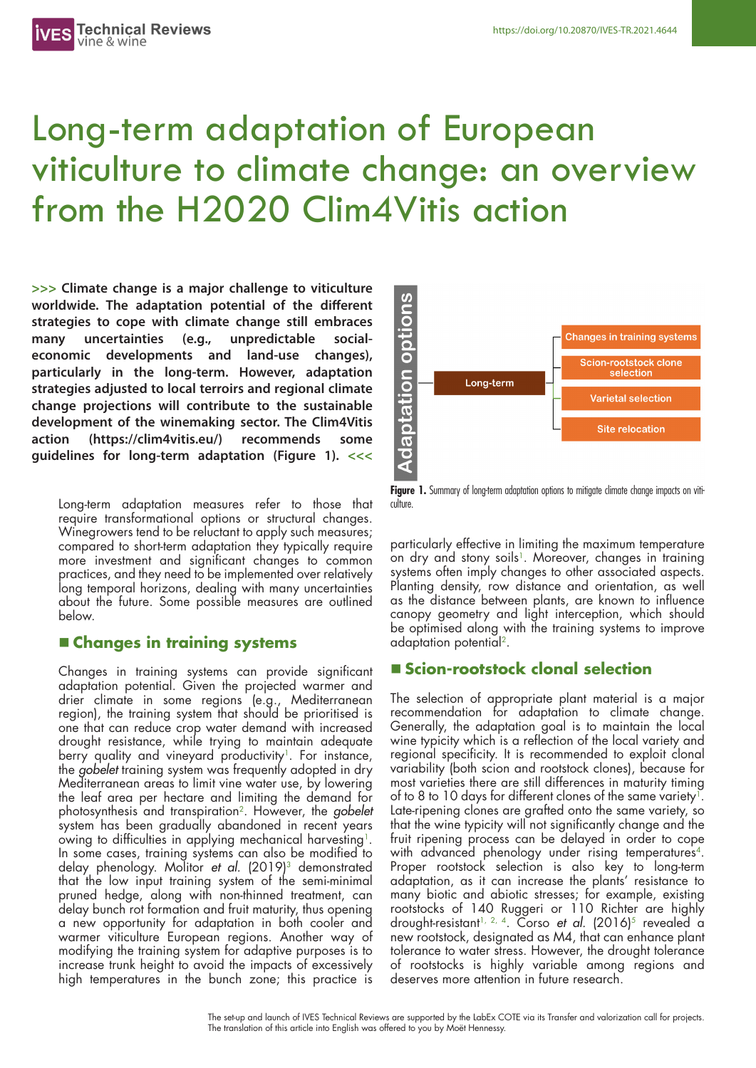# Long-term adaptation of European viticulture to climate change: an overview from the H2020 Clim4Vitis action

**>>> Climate change is a major challenge to viticulture worldwide. The adaptation potential of the different strategies to cope with climate change still embraces many uncertainties (e.g., unpredictable social-economic developments and land-use changes), particularly in the long-term. However, adaptation strategies adjusted to local terroirs and regional climate change projections will contribute to the sustainable development of the winemaking sector. The Clim4Vitis action (https://clim4vitis.eu/) recommends some guidelines for long-term adaptation (Figure 1). <<<**

Adaptation options

Long-term

- Changes in training systems
- Scion-rootstock clone selection
- Varietal selection
- Site relocation

**Figure 1.** Summary of long-term adaptation options to mitigate climate change impacts on viticulture.

Long-term adaptation measures refer to those that require transformational options or structural changes. Winegrowers tend to be reluctant to apply such measures; compared to short-term adaptation they typically require more investment and significant changes to common practices, and they need to be implemented over relatively long temporal horizons, dealing with many uncertainties about the future. Some possible measures are outlined below.

## Changes in training systems

Changes in training systems can provide significant adaptation potential. Given the projected warmer and drier climate in some regions (e.g., Mediterranean region), the training system that should be prioritised is one that can reduce crop water demand with increased drought resistance, while trying to maintain adequate berry quality and vineyard productivity[1]. For instance, the *gobelet* training system was frequently adopted in dry Mediterranean areas to limit vine water use, by lowering the leaf area per hectare and limiting the demand for photosynthesis and transpiration[2]. However, the *gobelet* system has been gradually abandoned in recent years owing to difficulties in applying mechanical harvesting[1]. In some cases, training systems can also be modified to delay phenology. Molitor *et al.* (2019)[3] demonstrated that the low input training system of the semi-minimal pruned hedge, along with non-thinned treatment, can delay bunch rot formation and fruit maturity, thus opening a new opportunity for adaptation in both cooler and warmer viticulture European regions. Another way of modifying the training system for adaptive purposes is to increase trunk height to avoid the impacts of excessively high temperatures in the bunch zone; this practice is particularly effective in limiting the maximum temperature on dry and stony soils[1]. Moreover, changes in training systems often imply changes to other associated aspects. Planting density, row distance and orientation, as well as the distance between plants, are known to influence canopy geometry and light interception, which should be optimised along with the training systems to improve adaptation potential[2].

## Scion-rootstock clonal selection

The selection of appropriate plant material is a major recommendation for adaptation to climate change. Generally, the adaptation goal is to maintain the local wine typicity which is a reflection of the local variety and regional specificity. It is recommended to exploit clonal variability (both scion and rootstock clones), because for most varieties there are still differences in maturity timing of to 8 to 10 days for different clones of the same variety[1]. Late-ripening clones are grafted onto the same variety, so that the wine typicity will not significantly change and the fruit ripening process can be delayed in order to cope with advanced phenology under rising temperatures[4]. Proper rootstock selection is also key to long-term adaptation, as it can increase the plants' resistance to many biotic and abiotic stresses; for example, existing rootstocks of 140 Ruggeri or 110 Richter are highly drought-resistant[1, 2, 4]. Corso *et al.* (2016)[5] revealed a new rootstock, designated as M4, that can enhance plant tolerance to water stress. However, the drought tolerance of rootstocks is highly variable among regions and deserves more attention in future research.

The set-up and launch of IVES Technical Reviews are supported by the LabEx COTE via its Transfer and valorization call for projects. The translation of this article into English was offered to you by Moët Hennessy.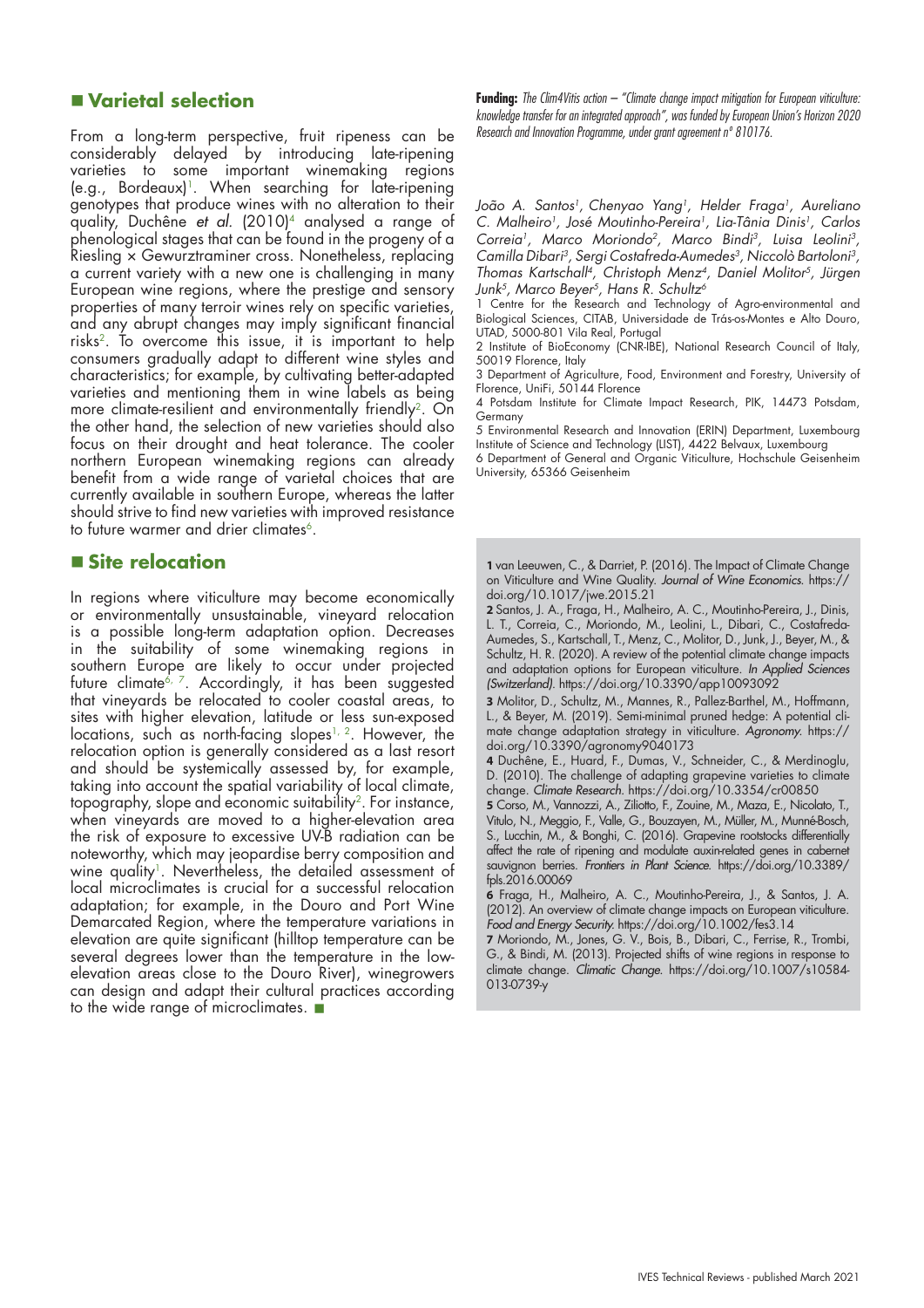## ■ Varietal selection

From a long-term perspective, fruit ripeness can be considerably delayed by introducing late-ripening varieties to some important winemaking regions (e.g., Bordeaux)[1]. When searching for late-ripening genotypes that produce wines with no alteration to their quality, Duchêne *et al.* (2010)[4] analysed a range of phenological stages that can be found in the progeny of a Riesling × Gewurztraminer cross. Nonetheless, replacing a current variety with a new one is challenging in many European wine regions, where the prestige and sensory properties of many terroir wines rely on specific varieties, and any abrupt changes may imply significant financial risks[2]. To overcome this issue, it is important to help consumers gradually adapt to different wine styles and characteristics; for example, by cultivating better-adapted varieties and mentioning them in wine labels as being more climate-resilient and environmentally friendly[2]. On the other hand, the selection of new varieties should also focus on their drought and heat tolerance. The cooler northern European winemaking regions can already benefit from a wide range of varietal choices that are currently available in southern Europe, whereas the latter should strive to find new varieties with improved resistance to future warmer and drier climates[6].

## ■ Site relocation

In regions where viticulture may become economically or environmentally unsustainable, vineyard relocation is a possible long-term adaptation option. Decreases in the suitability of some winemaking regions in southern Europe are likely to occur under projected future climate[6, 7]. Accordingly, it has been suggested that vineyards be relocated to cooler coastal areas, to sites with higher elevation, latitude or less sun-exposed locations, such as north-facing slopes[1, 2]. However, the relocation option is generally considered as a last resort and should be systemically assessed by, for example, taking into account the spatial variability of local climate, topography, slope and economic suitability[2]. For instance, when vineyards are moved to a higher-elevation area the risk of exposure to excessive UV-B radiation can be noteworthy, which may jeopardise berry composition and wine quality[1]. Nevertheless, the detailed assessment of local microclimates is crucial for a successful relocation adaptation; for example, in the Douro and Port Wine Demarcated Region, where the temperature variations in elevation are quite significant (hilltop temperature can be several degrees lower than the temperature in the low-elevation areas close to the Douro River), winegrowers can design and adapt their cultural practices according to the wide range of microclimates. ■

**Funding:** *The Clim4Vitis action – "Climate change impact mitigation for European viticulture: knowledge transfer for an integrated approach", was funded by European Union's Horizon 2020 Research and Innovation Programme, under grant agreement nº 810176.*

*João A. Santos[1], Chenyao Yang[1], Helder Fraga[1], Aureliano C. Malheiro[1], José Moutinho-Pereira[1], Lia-Tânia Dinis[1], Carlos Correia[1], Marco Moriondo[2], Marco Bindi[3], Luisa Leolini[3], Camilla Dibari[3], Sergi Costafreda-Aumedes[3], Niccolò Bartoloni[3], Thomas Kartschall[4], Christoph Menz[4], Daniel Molitor[5], Jürgen Junk[5], Marco Beyer[5], Hans R. Schultz[6]*

1 Centre for the Research and Technology of Agro-environmental and Biological Sciences, CITAB, Universidade de Trás-os-Montes e Alto Douro, UTAD, 5000-801 Vila Real, Portugal

2 Institute of BioEconomy (CNR-IBE), National Research Council of Italy, 50019 Florence, Italy

3 Department of Agriculture, Food, Environment and Forestry, University of Florence, UniFi, 50144 Florence

4 Potsdam Institute for Climate Impact Research, PIK, 14473 Potsdam, Germany

5 Environmental Research and Innovation (ERIN) Department, Luxembourg Institute of Science and Technology (LIST), 4422 Belvaux, Luxembourg

6 Department of General and Organic Viticulture, Hochschule Geisenheim University, 65366 Geisenheim

**1** van Leeuwen, C., & Darriet, P. (2016). The Impact of Climate Change on Viticulture and Wine Quality. *Journal of Wine Economics*. https://doi.org/10.1017/jwe.2015.21

**2** Santos, J. A., Fraga, H., Malheiro, A. C., Moutinho-Pereira, J., Dinis, L. T., Correia, C., Moriondo, M., Leolini, L., Dibari, C., Costafreda-Aumedes, S., Kartschall, T., Menz, C., Molitor, D., Junk, J., Beyer, M., & Schultz, H. R. (2020). A review of the potential climate change impacts and adaptation options for European viticulture. *In Applied Sciences (Switzerland)*. https://doi.org/10.3390/app10093092

**3** Molitor, D., Schultz, M., Mannes, R., Pallez-Barthel, M., Hoffmann, L., & Beyer, M. (2019). Semi-minimal pruned hedge: A potential climate change adaptation strategy in viticulture. *Agronomy*. https://doi.org/10.3390/agronomy9040173

**4** Duchêne, E., Huard, F., Dumas, V., Schneider, C., & Merdinoglu, D. (2010). The challenge of adapting grapevine varieties to climate change. *Climate Research*. https://doi.org/10.3354/cr00850

**5** Corso, M., Vannozzi, A., Ziliotto, F., Zouine, M., Maza, E., Nicolato, T., Vitulo, N., Meggio, F., Valle, G., Bouzayen, M., Müller, M., Munné-Bosch, S., Lucchin, M., & Bonghi, C. (2016). Grapevine rootstocks differentially affect the rate of ripening and modulate auxin-related genes in cabernet sauvignon berries. *Frontiers in Plant Science*. https://doi.org/10.3389/fpls.2016.00069

**6** Fraga, H., Malheiro, A. C., Moutinho-Pereira, J., & Santos, J. A. (2012). An overview of climate change impacts on European viticulture. *Food and Energy Security*. https://doi.org/10.1002/fes3.14

**7** Moriondo, M., Jones, G. V., Bois, B., Dibari, C., Ferrise, R., Trombi, G., & Bindi, M. (2013). Projected shifts of wine regions in response to climate change. *Climatic Change*. https://doi.org/10.1007/s10584-013-0739-y